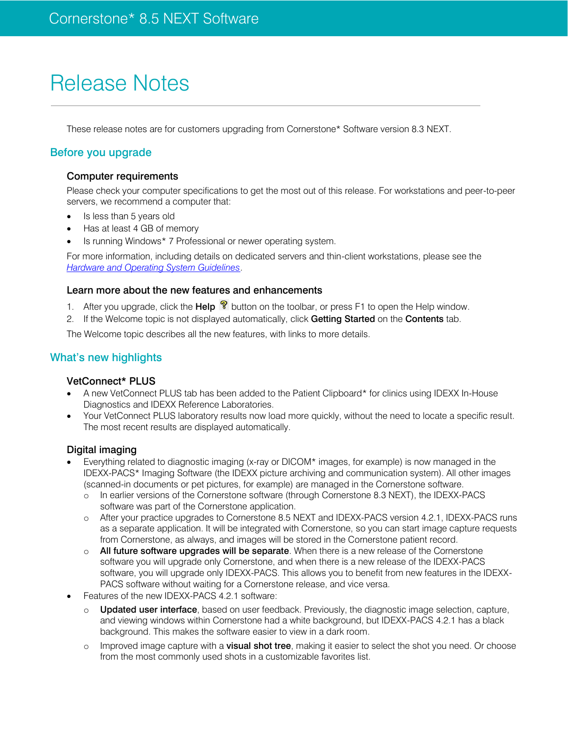# Cornerstone* 8.5 NEXT Software

# Release Notes

These release notes are for customers upgrading from Cornerstone* Software version 8.3 NEXT.

## Before you upgrade

### Computer requirements

Please check your computer specifications to get the most out of this release. For workstations and peer-to-peer servers, we recommend a computer that:

- Is less than 5 years old
- Has at least 4 GB of memory
- Is running Windows* 7 Professional or newer operating system.

For more information, including details on dedicated servers and thin-client workstations, please see the *Hardware and Operating System Guidelines*.

### Learn more about the new features and enhancements

1. After you upgrade, click the **Help** button on the toolbar, or press F1 to open the Help window.
2. If the Welcome topic is not displayed automatically, click **Getting Started** on the **Contents** tab.

The Welcome topic describes all the new features, with links to more details.

## What's new highlights

### VetConnect* PLUS

- A new VetConnect PLUS tab has been added to the Patient Clipboard* for clinics using IDEXX In-House Diagnostics and IDEXX Reference Laboratories.
- Your VetConnect PLUS laboratory results now load more quickly, without the need to locate a specific result. The most recent results are displayed automatically.

### Digital imaging

- Everything related to diagnostic imaging (x-ray or DICOM* images, for example) is now managed in the IDEXX-PACS* Imaging Software (the IDEXX picture archiving and communication system). All other images (scanned-in documents or pet pictures, for example) are managed in the Cornerstone software.
  - In earlier versions of the Cornerstone software (through Cornerstone 8.3 NEXT), the IDEXX-PACS software was part of the Cornerstone application.
  - After your practice upgrades to Cornerstone 8.5 NEXT and IDEXX-PACS version 4.2.1, IDEXX-PACS runs as a separate application. It will be integrated with Cornerstone, so you can start image capture requests from Cornerstone, as always, and images will be stored in the Cornerstone patient record.
  - **All future software upgrades will be separate**. When there is a new release of the Cornerstone software you will upgrade only Cornerstone, and when there is a new release of the IDEXX-PACS software, you will upgrade only IDEXX-PACS. This allows you to benefit from new features in the IDEXX-PACS software without waiting for a Cornerstone release, and vice versa.
- Features of the new IDEXX-PACS 4.2.1 software:
  - **Updated user interface**, based on user feedback. Previously, the diagnostic image selection, capture, and viewing windows within Cornerstone had a white background, but IDEXX-PACS 4.2.1 has a black background. This makes the software easier to view in a dark room.
  - Improved image capture with a **visual shot tree**, making it easier to select the shot you need. Or choose from the most commonly used shots in a customizable favorites list.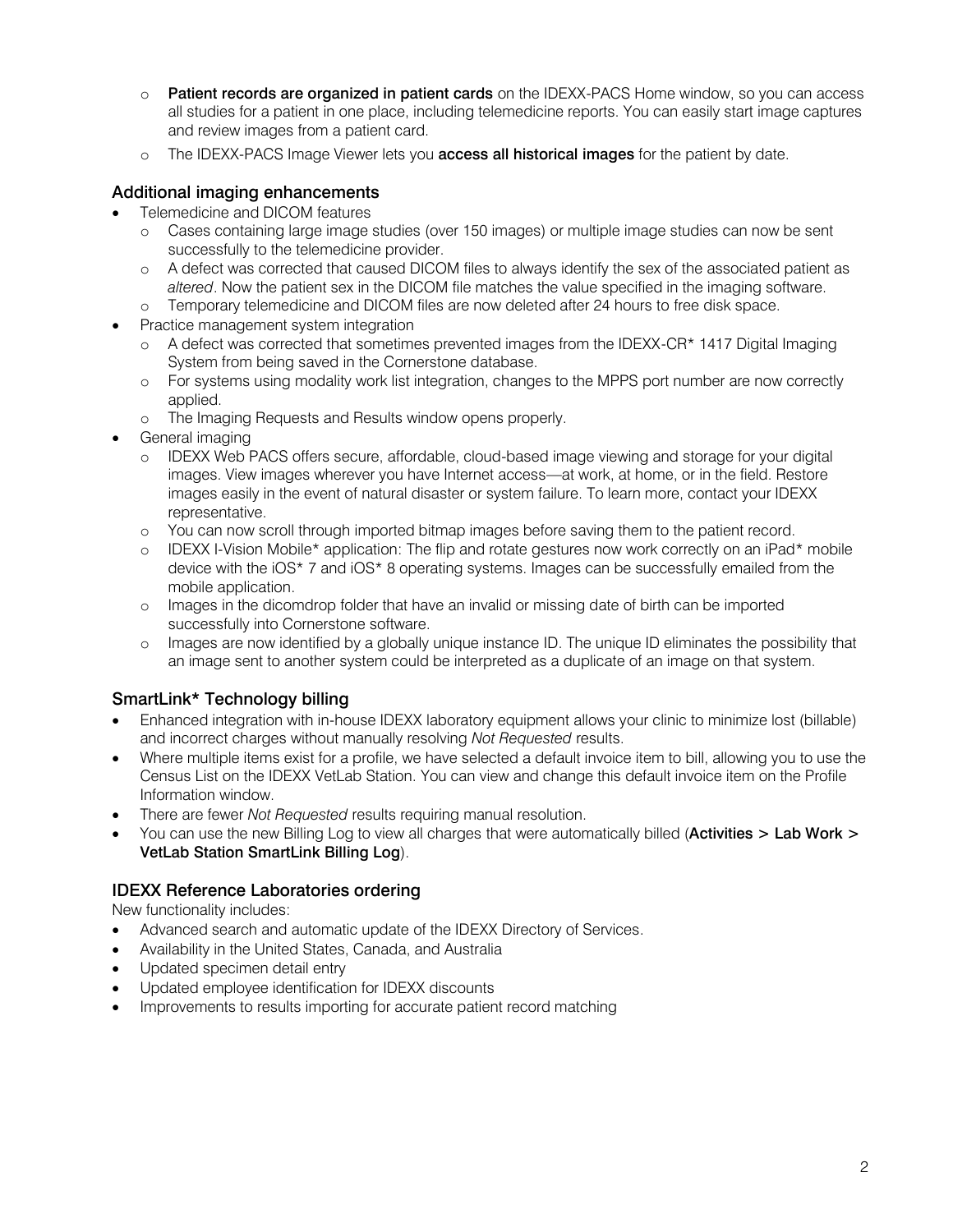- **Patient records are organized in patient cards** on the IDEXX-PACS Home window, so you can access all studies for a patient in one place, including telemedicine reports. You can easily start image captures and review images from a patient card.
- The IDEXX-PACS Image Viewer lets you **access all historical images** for the patient by date.

### Additional imaging enhancements

- Telemedicine and DICOM features
  - Cases containing large image studies (over 150 images) or multiple image studies can now be sent successfully to the telemedicine provider.
  - A defect was corrected that caused DICOM files to always identify the sex of the associated patient as *altered*. Now the patient sex in the DICOM file matches the value specified in the imaging software.
  - Temporary telemedicine and DICOM files are now deleted after 24 hours to free disk space.
- Practice management system integration
  - A defect was corrected that sometimes prevented images from the IDEXX-CR* 1417 Digital Imaging System from being saved in the Cornerstone database.
  - For systems using modality work list integration, changes to the MPPS port number are now correctly applied.
  - The Imaging Requests and Results window opens properly.
- General imaging
  - IDEXX Web PACS offers secure, affordable, cloud-based image viewing and storage for your digital images. View images wherever you have Internet access—at work, at home, or in the field. Restore images easily in the event of natural disaster or system failure. To learn more, contact your IDEXX representative.
  - You can now scroll through imported bitmap images before saving them to the patient record.
  - IDEXX I-Vision Mobile* application: The flip and rotate gestures now work correctly on an iPad* mobile device with the iOS* 7 and iOS* 8 operating systems. Images can be successfully emailed from the mobile application.
  - Images in the dicomdrop folder that have an invalid or missing date of birth can be imported successfully into Cornerstone software.
  - Images are now identified by a globally unique instance ID. The unique ID eliminates the possibility that an image sent to another system could be interpreted as a duplicate of an image on that system.

### SmartLink* Technology billing

- Enhanced integration with in-house IDEXX laboratory equipment allows your clinic to minimize lost (billable) and incorrect charges without manually resolving *Not Requested* results.
- Where multiple items exist for a profile, we have selected a default invoice item to bill, allowing you to use the Census List on the IDEXX VetLab Station. You can view and change this default invoice item on the Profile Information window.
- There are fewer *Not Requested* results requiring manual resolution.
- You can use the new Billing Log to view all charges that were automatically billed (**Activities > Lab Work > VetLab Station SmartLink Billing Log**).

### IDEXX Reference Laboratories ordering

New functionality includes:

- Advanced search and automatic update of the IDEXX Directory of Services.
- Availability in the United States, Canada, and Australia
- Updated specimen detail entry
- Updated employee identification for IDEXX discounts
- Improvements to results importing for accurate patient record matching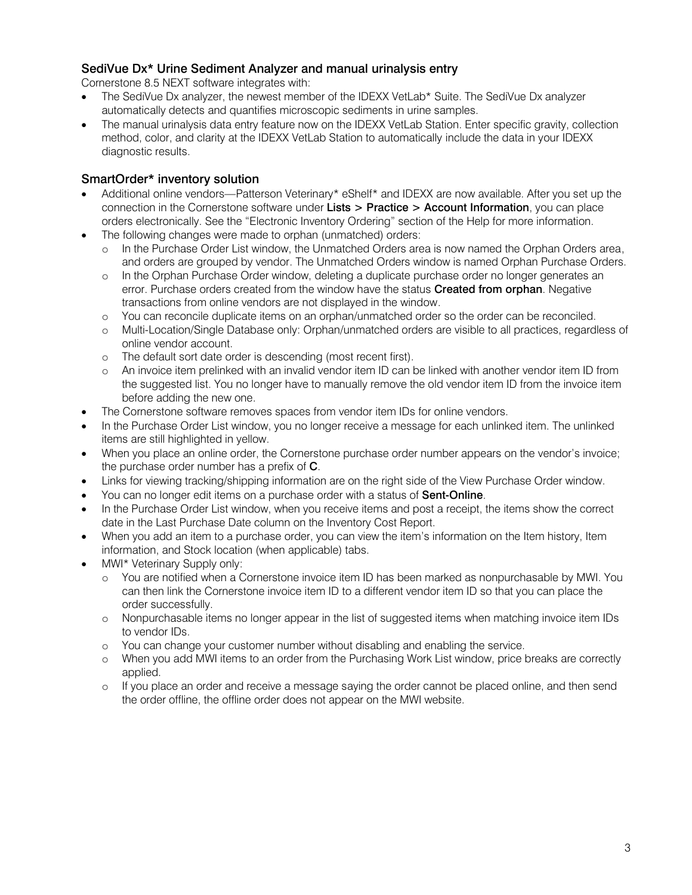### SediVue Dx* Urine Sediment Analyzer and manual urinalysis entry

Cornerstone 8.5 NEXT software integrates with:

- The SediVue Dx analyzer, the newest member of the IDEXX VetLab* Suite. The SediVue Dx analyzer automatically detects and quantifies microscopic sediments in urine samples.
- The manual urinalysis data entry feature now on the IDEXX VetLab Station. Enter specific gravity, collection method, color, and clarity at the IDEXX VetLab Station to automatically include the data in your IDEXX diagnostic results.

### SmartOrder* inventory solution

- Additional online vendors—Patterson Veterinary* eShelf* and IDEXX are now available. After you set up the connection in the Cornerstone software under **Lists > Practice > Account Information**, you can place orders electronically. See the "Electronic Inventory Ordering" section of the Help for more information.
- The following changes were made to orphan (unmatched) orders:
  - In the Purchase Order List window, the Unmatched Orders area is now named the Orphan Orders area, and orders are grouped by vendor. The Unmatched Orders window is named Orphan Purchase Orders.
  - In the Orphan Purchase Order window, deleting a duplicate purchase order no longer generates an error. Purchase orders created from the window have the status **Created from orphan**. Negative transactions from online vendors are not displayed in the window.
  - You can reconcile duplicate items on an orphan/unmatched order so the order can be reconciled.
  - Multi-Location/Single Database only: Orphan/unmatched orders are visible to all practices, regardless of online vendor account.
  - The default sort date order is descending (most recent first).
  - An invoice item prelinked with an invalid vendor item ID can be linked with another vendor item ID from the suggested list. You no longer have to manually remove the old vendor item ID from the invoice item before adding the new one.
- The Cornerstone software removes spaces from vendor item IDs for online vendors.
- In the Purchase Order List window, you no longer receive a message for each unlinked item. The unlinked items are still highlighted in yellow.
- When you place an online order, the Cornerstone purchase order number appears on the vendor's invoice; the purchase order number has a prefix of **C**.
- Links for viewing tracking/shipping information are on the right side of the View Purchase Order window.
- You can no longer edit items on a purchase order with a status of **Sent-Online**.
- In the Purchase Order List window, when you receive items and post a receipt, the items show the correct date in the Last Purchase Date column on the Inventory Cost Report.
- When you add an item to a purchase order, you can view the item's information on the Item history, Item information, and Stock location (when applicable) tabs.
- MWI* Veterinary Supply only:
  - You are notified when a Cornerstone invoice item ID has been marked as nonpurchasable by MWI. You can then link the Cornerstone invoice item ID to a different vendor item ID so that you can place the order successfully.
  - Nonpurchasable items no longer appear in the list of suggested items when matching invoice item IDs to vendor IDs.
  - You can change your customer number without disabling and enabling the service.
  - When you add MWI items to an order from the Purchasing Work List window, price breaks are correctly applied.
  - If you place an order and receive a message saying the order cannot be placed online, and then send the order offline, the offline order does not appear on the MWI website.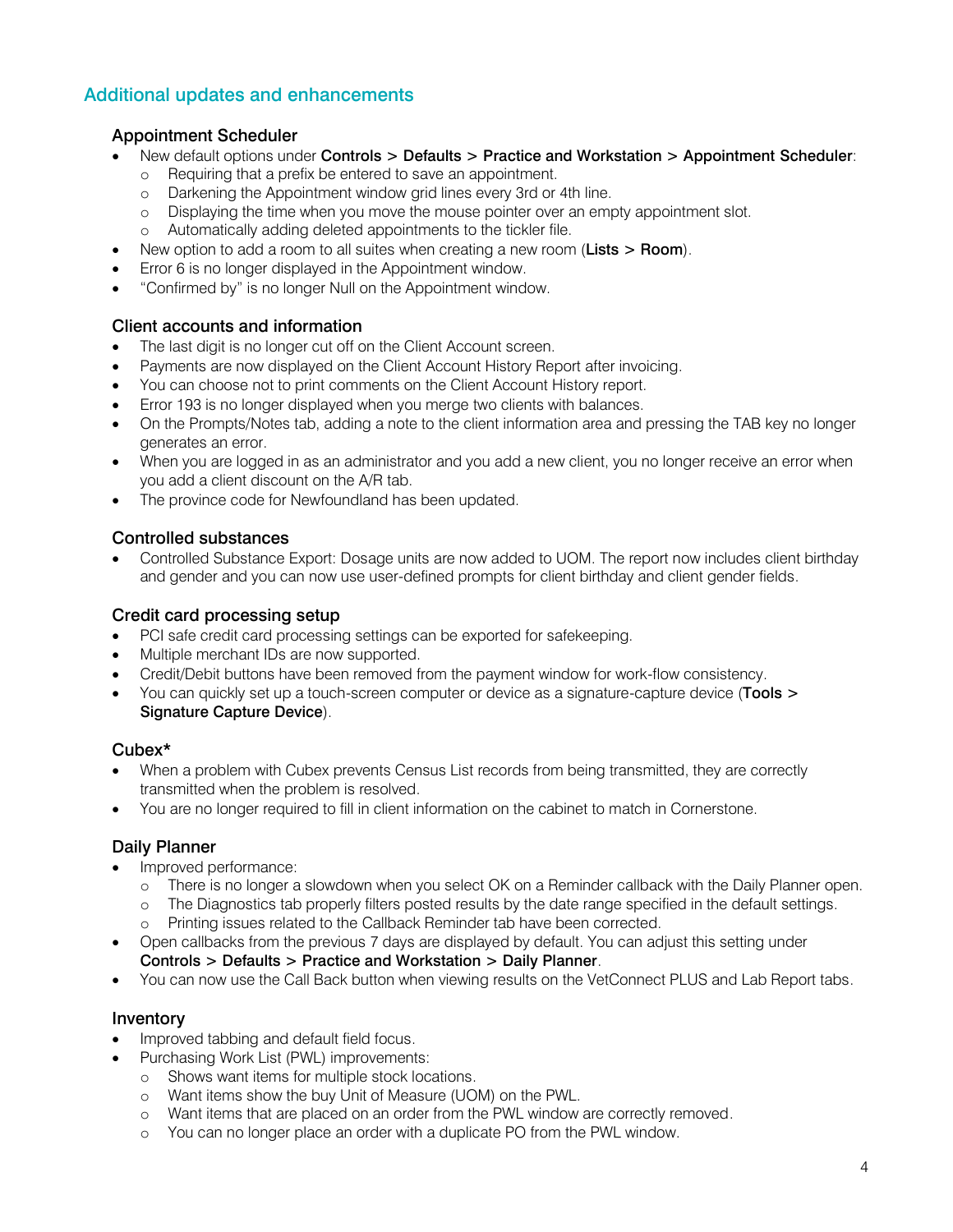## Additional updates and enhancements

### Appointment Scheduler

- New default options under **Controls** > **Defaults** > **Practice and Workstation** > **Appointment Scheduler**:
  - Requiring that a prefix be entered to save an appointment.
  - Darkening the Appointment window grid lines every 3rd or 4th line.
  - Displaying the time when you move the mouse pointer over an empty appointment slot.
  - Automatically adding deleted appointments to the tickler file.
- New option to add a room to all suites when creating a new room (**Lists** > **Room**).
- Error 6 is no longer displayed in the Appointment window.
- "Confirmed by" is no longer Null on the Appointment window.

### Client accounts and information

- The last digit is no longer cut off on the Client Account screen.
- Payments are now displayed on the Client Account History Report after invoicing.
- You can choose not to print comments on the Client Account History report.
- Error 193 is no longer displayed when you merge two clients with balances.
- On the Prompts/Notes tab, adding a note to the client information area and pressing the TAB key no longer generates an error.
- When you are logged in as an administrator and you add a new client, you no longer receive an error when you add a client discount on the A/R tab.
- The province code for Newfoundland has been updated.

### Controlled substances

- Controlled Substance Export: Dosage units are now added to UOM. The report now includes client birthday and gender and you can now use user-defined prompts for client birthday and client gender fields.

### Credit card processing setup

- PCI safe credit card processing settings can be exported for safekeeping.
- Multiple merchant IDs are now supported.
- Credit/Debit buttons have been removed from the payment window for work-flow consistency.
- You can quickly set up a touch-screen computer or device as a signature-capture device (**Tools** > **Signature Capture Device**).

### Cubex*

- When a problem with Cubex prevents Census List records from being transmitted, they are correctly transmitted when the problem is resolved.
- You are no longer required to fill in client information on the cabinet to match in Cornerstone.

### Daily Planner

- Improved performance:
  - There is no longer a slowdown when you select OK on a Reminder callback with the Daily Planner open.
  - The Diagnostics tab properly filters posted results by the date range specified in the default settings.
  - Printing issues related to the Callback Reminder tab have been corrected.
- Open callbacks from the previous 7 days are displayed by default. You can adjust this setting under **Controls** > **Defaults** > **Practice and Workstation** > **Daily Planner**.
- You can now use the Call Back button when viewing results on the VetConnect PLUS and Lab Report tabs.

### Inventory

- Improved tabbing and default field focus.
- Purchasing Work List (PWL) improvements:
  - Shows want items for multiple stock locations.
  - Want items show the buy Unit of Measure (UOM) on the PWL.
  - Want items that are placed on an order from the PWL window are correctly removed.
  - You can no longer place an order with a duplicate PO from the PWL window.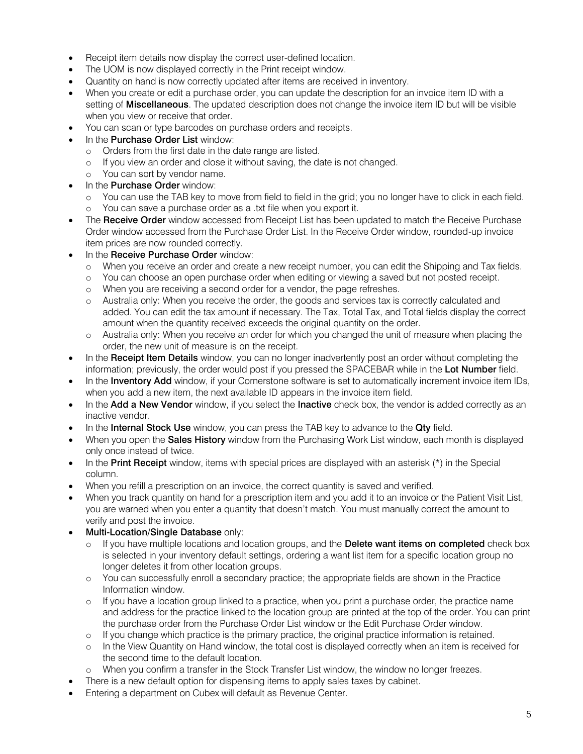- Receipt item details now display the correct user-defined location.
- The UOM is now displayed correctly in the Print receipt window.
- Quantity on hand is now correctly updated after items are received in inventory.
- When you create or edit a purchase order, you can update the description for an invoice item ID with a setting of **Miscellaneous**. The updated description does not change the invoice item ID but will be visible when you view or receive that order.
- You can scan or type barcodes on purchase orders and receipts.
- In the **Purchase Order List** window:
  - Orders from the first date in the date range are listed.
  - If you view an order and close it without saving, the date is not changed.
  - You can sort by vendor name.
- In the **Purchase Order** window:
  - You can use the TAB key to move from field to field in the grid; you no longer have to click in each field.
  - You can save a purchase order as a .txt file when you export it.
- The **Receive Order** window accessed from Receipt List has been updated to match the Receive Purchase Order window accessed from the Purchase Order List. In the Receive Order window, rounded-up invoice item prices are now rounded correctly.
- In the **Receive Purchase Order** window:
  - When you receive an order and create a new receipt number, you can edit the Shipping and Tax fields.
  - You can choose an open purchase order when editing or viewing a saved but not posted receipt.
  - When you are receiving a second order for a vendor, the page refreshes.
  - Australia only: When you receive the order, the goods and services tax is correctly calculated and added. You can edit the tax amount if necessary. The Tax, Total Tax, and Total fields display the correct amount when the quantity received exceeds the original quantity on the order.
  - Australia only: When you receive an order for which you changed the unit of measure when placing the order, the new unit of measure is on the receipt.
- In the **Receipt Item Details** window, you can no longer inadvertently post an order without completing the information; previously, the order would post if you pressed the SPACEBAR while in the **Lot Number** field.
- In the **Inventory Add** window, if your Cornerstone software is set to automatically increment invoice item IDs, when you add a new item, the next available ID appears in the invoice item field.
- In the **Add a New Vendor** window, if you select the **Inactive** check box, the vendor is added correctly as an inactive vendor.
- In the **Internal Stock Use** window, you can press the TAB key to advance to the **Qty** field.
- When you open the **Sales History** window from the Purchasing Work List window, each month is displayed only once instead of twice.
- In the **Print Receipt** window, items with special prices are displayed with an asterisk (*) in the Special column.
- When you refill a prescription on an invoice, the correct quantity is saved and verified.
- When you track quantity on hand for a prescription item and you add it to an invoice or the Patient Visit List, you are warned when you enter a quantity that doesn't match. You must manually correct the amount to verify and post the invoice.
- **Multi-Location/Single Database** only:
  - If you have multiple locations and location groups, and the **Delete want items on completed** check box is selected in your inventory default settings, ordering a want list item for a specific location group no longer deletes it from other location groups.
  - You can successfully enroll a secondary practice; the appropriate fields are shown in the Practice Information window.
  - If you have a location group linked to a practice, when you print a purchase order, the practice name and address for the practice linked to the location group are printed at the top of the order. You can print the purchase order from the Purchase Order List window or the Edit Purchase Order window.
  - If you change which practice is the primary practice, the original practice information is retained.
  - In the View Quantity on Hand window, the total cost is displayed correctly when an item is received for the second time to the default location.
  - When you confirm a transfer in the Stock Transfer List window, the window no longer freezes.
- There is a new default option for dispensing items to apply sales taxes by cabinet.
- Entering a department on Cubex will default as Revenue Center.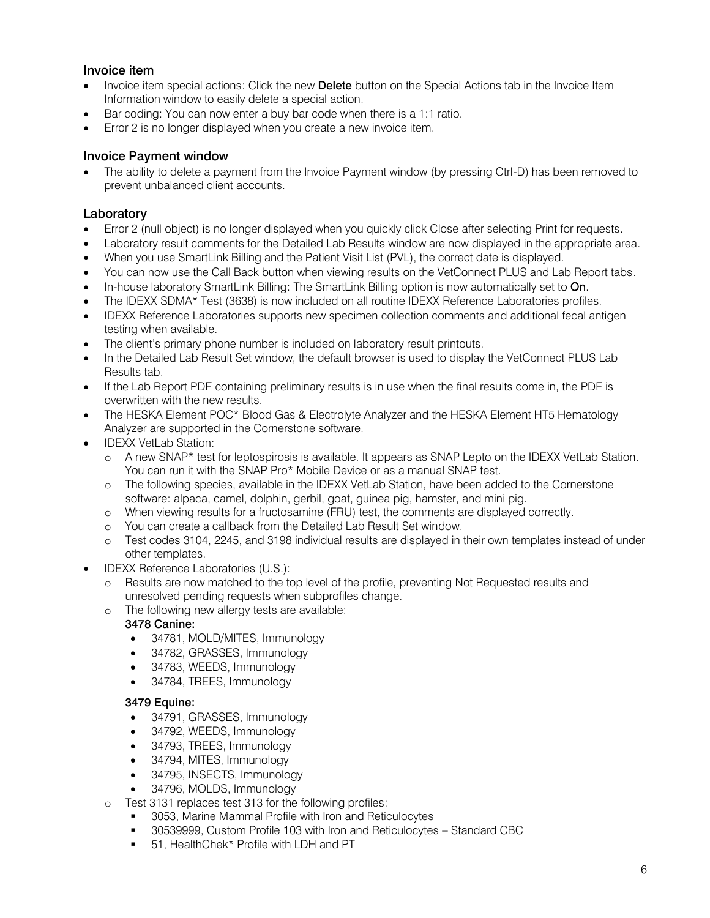### Invoice item

- Invoice item special actions: Click the new **Delete** button on the Special Actions tab in the Invoice Item Information window to easily delete a special action.
- Bar coding: You can now enter a buy bar code when there is a 1:1 ratio.
- Error 2 is no longer displayed when you create a new invoice item.

### Invoice Payment window

- The ability to delete a payment from the Invoice Payment window (by pressing Ctrl-D) has been removed to prevent unbalanced client accounts.

### Laboratory

- Error 2 (null object) is no longer displayed when you quickly click Close after selecting Print for requests.
- Laboratory result comments for the Detailed Lab Results window are now displayed in the appropriate area.
- When you use SmartLink Billing and the Patient Visit List (PVL), the correct date is displayed.
- You can now use the Call Back button when viewing results on the VetConnect PLUS and Lab Report tabs.
- In-house laboratory SmartLink Billing: The SmartLink Billing option is now automatically set to **On**.
- The IDEXX SDMA* Test (3638) is now included on all routine IDEXX Reference Laboratories profiles.
- IDEXX Reference Laboratories supports new specimen collection comments and additional fecal antigen testing when available.
- The client's primary phone number is included on laboratory result printouts.
- In the Detailed Lab Result Set window, the default browser is used to display the VetConnect PLUS Lab Results tab.
- If the Lab Report PDF containing preliminary results is in use when the final results come in, the PDF is overwritten with the new results.
- The HESKA Element POC* Blood Gas & Electrolyte Analyzer and the HESKA Element HT5 Hematology Analyzer are supported in the Cornerstone software.
- IDEXX VetLab Station:
  - A new SNAP* test for leptospirosis is available. It appears as SNAP Lepto on the IDEXX VetLab Station. You can run it with the SNAP Pro* Mobile Device or as a manual SNAP test.
  - The following species, available in the IDEXX VetLab Station, have been added to the Cornerstone software: alpaca, camel, dolphin, gerbil, goat, guinea pig, hamster, and mini pig.
  - When viewing results for a fructosamine (FRU) test, the comments are displayed correctly.
  - You can create a callback from the Detailed Lab Result Set window.
  - Test codes 3104, 2245, and 3198 individual results are displayed in their own templates instead of under other templates.
- IDEXX Reference Laboratories (U.S.):
  - Results are now matched to the top level of the profile, preventing Not Requested results and unresolved pending requests when subprofiles change.
  - The following new allergy tests are available:

    **3478 Canine:**
    - 34781, MOLD/MITES, Immunology
    - 34782, GRASSES, Immunology
    - 34783, WEEDS, Immunology
    - 34784, TREES, Immunology

    **3479 Equine:**
    - 34791, GRASSES, Immunology
    - 34792, WEEDS, Immunology
    - 34793, TREES, Immunology
    - 34794, MITES, Immunology
    - 34795, INSECTS, Immunology
    - 34796, MOLDS, Immunology
  - Test 3131 replaces test 313 for the following profiles:
    - 3053, Marine Mammal Profile with Iron and Reticulocytes
    - 30539999, Custom Profile 103 with Iron and Reticulocytes – Standard CBC
    - 51, HealthChek* Profile with LDH and PT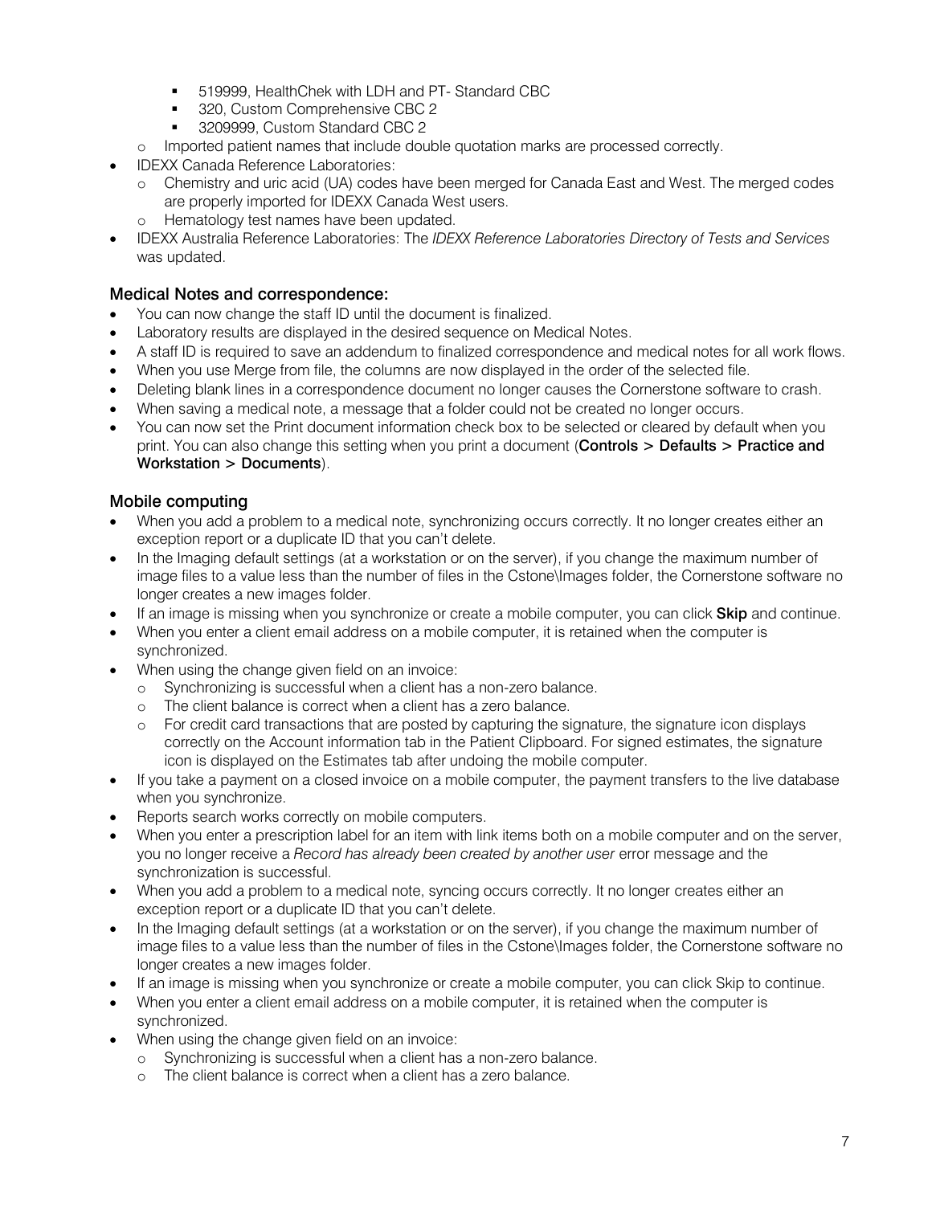- 519999, HealthChek with LDH and PT- Standard CBC
    - 320, Custom Comprehensive CBC 2
    - 3209999, Custom Standard CBC 2
  - Imported patient names that include double quotation marks are processed correctly.
- IDEXX Canada Reference Laboratories:
  - Chemistry and uric acid (UA) codes have been merged for Canada East and West. The merged codes are properly imported for IDEXX Canada West users.
  - Hematology test names have been updated.
- IDEXX Australia Reference Laboratories: The *IDEXX Reference Laboratories Directory of Tests and Services* was updated.

### Medical Notes and correspondence:

- You can now change the staff ID until the document is finalized.
- Laboratory results are displayed in the desired sequence on Medical Notes.
- A staff ID is required to save an addendum to finalized correspondence and medical notes for all work flows.
- When you use Merge from file, the columns are now displayed in the order of the selected file.
- Deleting blank lines in a correspondence document no longer causes the Cornerstone software to crash.
- When saving a medical note, a message that a folder could not be created no longer occurs.
- You can now set the Print document information check box to be selected or cleared by default when you print. You can also change this setting when you print a document (**Controls > Defaults > Practice and Workstation > Documents**).

### Mobile computing

- When you add a problem to a medical note, synchronizing occurs correctly. It no longer creates either an exception report or a duplicate ID that you can't delete.
- In the Imaging default settings (at a workstation or on the server), if you change the maximum number of image files to a value less than the number of files in the Cstone\Images folder, the Cornerstone software no longer creates a new images folder.
- If an image is missing when you synchronize or create a mobile computer, you can click **Skip** and continue.
- When you enter a client email address on a mobile computer, it is retained when the computer is synchronized.
- When using the change given field on an invoice:
  - Synchronizing is successful when a client has a non-zero balance.
  - The client balance is correct when a client has a zero balance.
  - For credit card transactions that are posted by capturing the signature, the signature icon displays correctly on the Account information tab in the Patient Clipboard. For signed estimates, the signature icon is displayed on the Estimates tab after undoing the mobile computer.
- If you take a payment on a closed invoice on a mobile computer, the payment transfers to the live database when you synchronize.
- Reports search works correctly on mobile computers.
- When you enter a prescription label for an item with link items both on a mobile computer and on the server, you no longer receive a *Record has already been created by another user* error message and the synchronization is successful.
- When you add a problem to a medical note, syncing occurs correctly. It no longer creates either an exception report or a duplicate ID that you can't delete.
- In the Imaging default settings (at a workstation or on the server), if you change the maximum number of image files to a value less than the number of files in the Cstone\Images folder, the Cornerstone software no longer creates a new images folder.
- If an image is missing when you synchronize or create a mobile computer, you can click Skip to continue.
- When you enter a client email address on a mobile computer, it is retained when the computer is synchronized.
- When using the change given field on an invoice:
  - Synchronizing is successful when a client has a non-zero balance.
  - The client balance is correct when a client has a zero balance.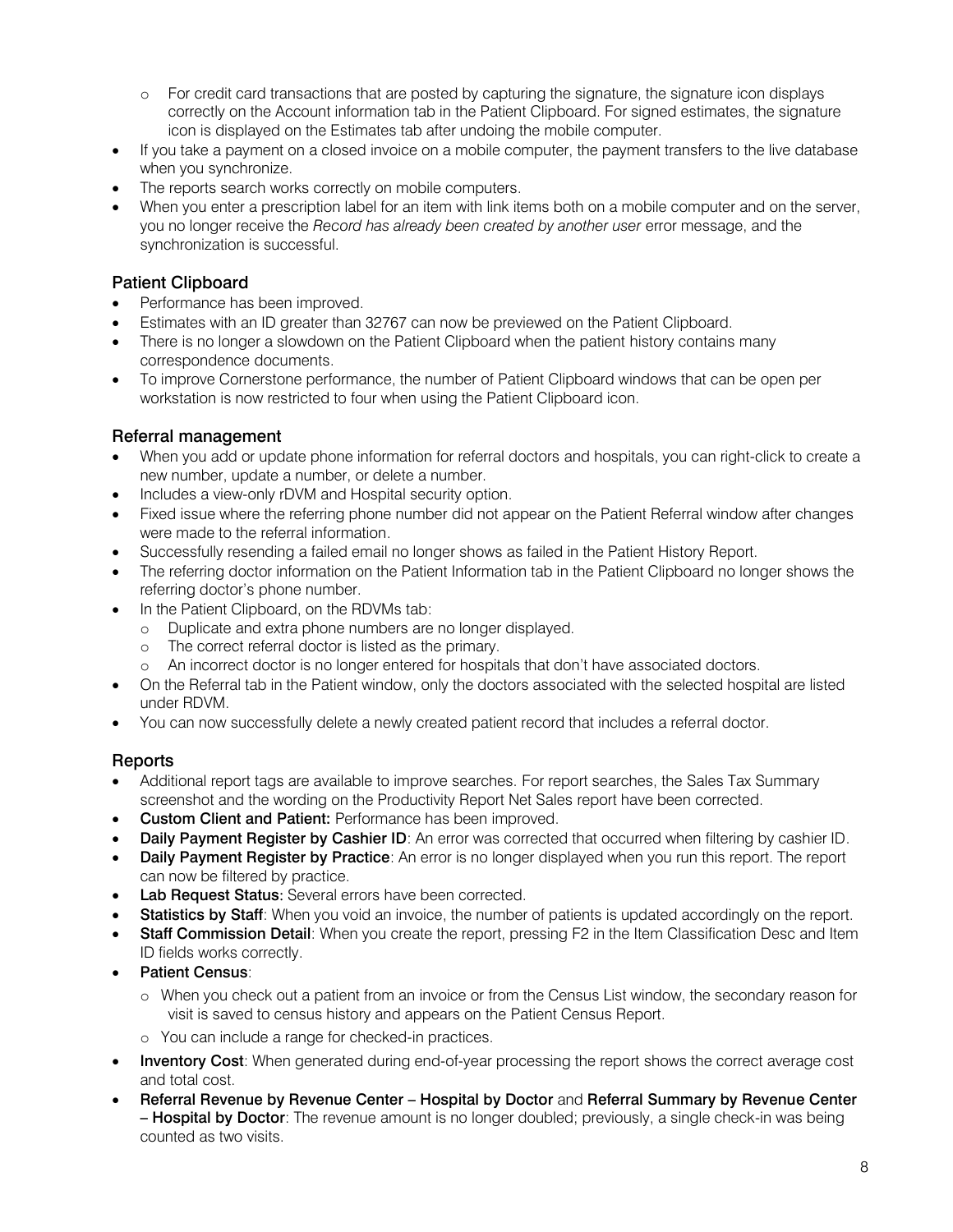- For credit card transactions that are posted by capturing the signature, the signature icon displays correctly on the Account information tab in the Patient Clipboard. For signed estimates, the signature icon is displayed on the Estimates tab after undoing the mobile computer.
- If you take a payment on a closed invoice on a mobile computer, the payment transfers to the live database when you synchronize.
- The reports search works correctly on mobile computers.
- When you enter a prescription label for an item with link items both on a mobile computer and on the server, you no longer receive the *Record has already been created by another user* error message, and the synchronization is successful.

### Patient Clipboard

- Performance has been improved.
- Estimates with an ID greater than 32767 can now be previewed on the Patient Clipboard.
- There is no longer a slowdown on the Patient Clipboard when the patient history contains many correspondence documents.
- To improve Cornerstone performance, the number of Patient Clipboard windows that can be open per workstation is now restricted to four when using the Patient Clipboard icon.

### Referral management

- When you add or update phone information for referral doctors and hospitals, you can right-click to create a new number, update a number, or delete a number.
- Includes a view-only rDVM and Hospital security option.
- Fixed issue where the referring phone number did not appear on the Patient Referral window after changes were made to the referral information.
- Successfully resending a failed email no longer shows as failed in the Patient History Report.
- The referring doctor information on the Patient Information tab in the Patient Clipboard no longer shows the referring doctor's phone number.
- In the Patient Clipboard, on the RDVMs tab:
  - Duplicate and extra phone numbers are no longer displayed.
  - The correct referral doctor is listed as the primary.
  - An incorrect doctor is no longer entered for hospitals that don't have associated doctors.
- On the Referral tab in the Patient window, only the doctors associated with the selected hospital are listed under RDVM.
- You can now successfully delete a newly created patient record that includes a referral doctor.

### Reports

- Additional report tags are available to improve searches. For report searches, the Sales Tax Summary screenshot and the wording on the Productivity Report Net Sales report have been corrected.
- **Custom Client and Patient:** Performance has been improved.
- **Daily Payment Register by Cashier ID**: An error was corrected that occurred when filtering by cashier ID.
- **Daily Payment Register by Practice**: An error is no longer displayed when you run this report. The report can now be filtered by practice.
- **Lab Request Status:** Several errors have been corrected.
- **Statistics by Staff**: When you void an invoice, the number of patients is updated accordingly on the report.
- **Staff Commission Detail**: When you create the report, pressing F2 in the Item Classification Desc and Item ID fields works correctly.
- **Patient Census**:
  - When you check out a patient from an invoice or from the Census List window, the secondary reason for visit is saved to census history and appears on the Patient Census Report.
  - You can include a range for checked-in practices.
- **Inventory Cost**: When generated during end-of-year processing the report shows the correct average cost and total cost.
- **Referral Revenue by Revenue Center – Hospital by Doctor** and **Referral Summary by Revenue Center – Hospital by Doctor**: The revenue amount is no longer doubled; previously, a single check-in was being counted as two visits.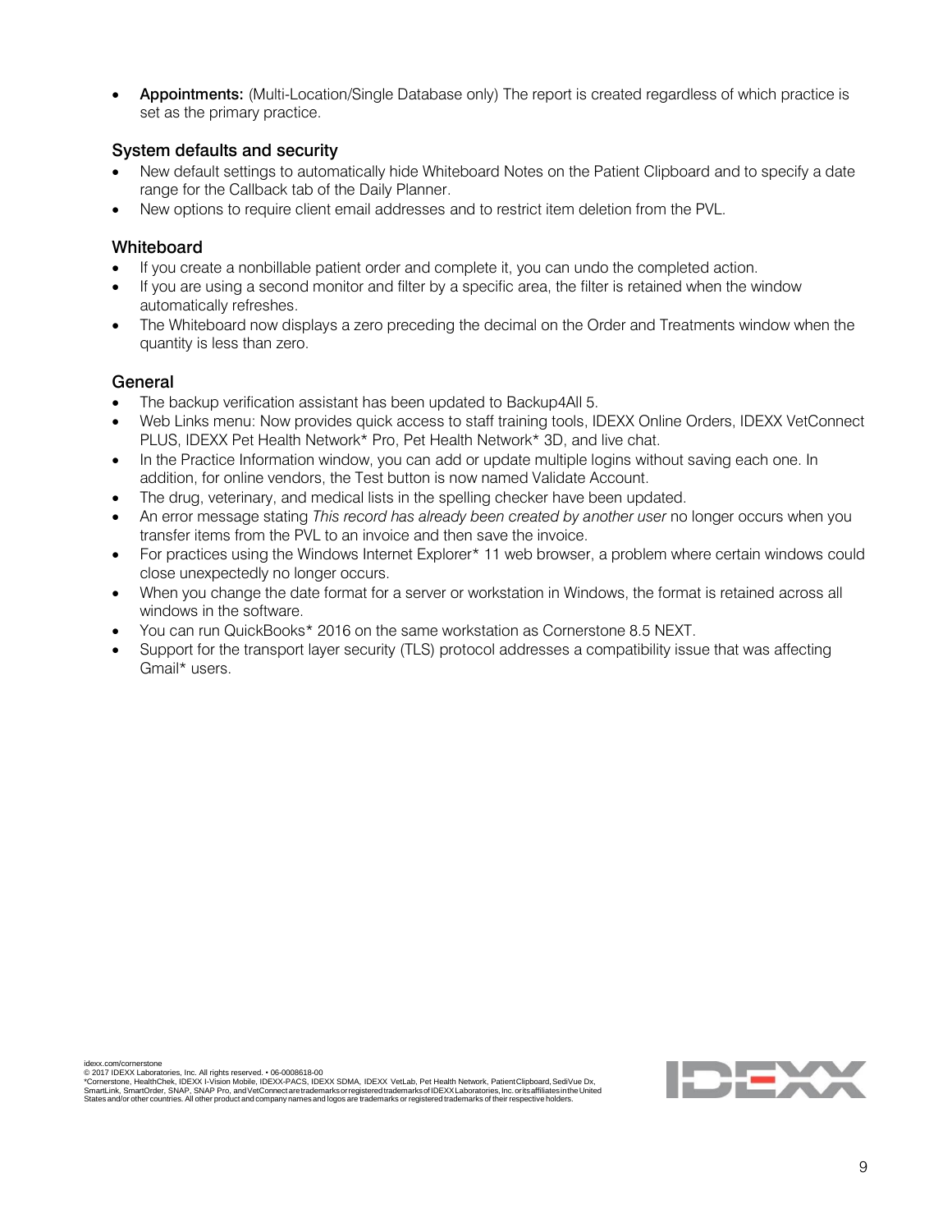- **Appointments:** (Multi-Location/Single Database only) The report is created regardless of which practice is set as the primary practice.

### System defaults and security

- New default settings to automatically hide Whiteboard Notes on the Patient Clipboard and to specify a date range for the Callback tab of the Daily Planner.
- New options to require client email addresses and to restrict item deletion from the PVL.

### Whiteboard

- If you create a nonbillable patient order and complete it, you can undo the completed action.
- If you are using a second monitor and filter by a specific area, the filter is retained when the window automatically refreshes.
- The Whiteboard now displays a zero preceding the decimal on the Order and Treatments window when the quantity is less than zero.

### General

- The backup verification assistant has been updated to Backup4All 5.
- Web Links menu: Now provides quick access to staff training tools, IDEXX Online Orders, IDEXX VetConnect PLUS, IDEXX Pet Health Network* Pro, Pet Health Network* 3D, and live chat.
- In the Practice Information window, you can add or update multiple logins without saving each one. In addition, for online vendors, the Test button is now named Validate Account.
- The drug, veterinary, and medical lists in the spelling checker have been updated.
- An error message stating *This record has already been created by another user* no longer occurs when you transfer items from the PVL to an invoice and then save the invoice.
- For practices using the Windows Internet Explorer* 11 web browser, a problem where certain windows could close unexpectedly no longer occurs.
- When you change the date format for a server or workstation in Windows, the format is retained across all windows in the software.
- You can run QuickBooks* 2016 on the same workstation as Cornerstone 8.5 NEXT.
- Support for the transport layer security (TLS) protocol addresses a compatibility issue that was affecting Gmail* users.

idexx.com/cornerstone
© 2017 IDEXX Laboratories, Inc. All rights reserved. • 06-0008618-00
*Cornerstone, HealthChek, IDEXX I-Vision Mobile, IDEXX-PACS, IDEXX SDMA, IDEXX VetLab, Pet Health Network, Patient Clipboard, SediVue Dx, SmartLink, SmartOrder, SNAP, SNAP Pro, and VetConnect are trademarks or registered trademarks of IDEXX Laboratories, Inc. or its affiliates in the United States and/or other countries. All other product and company names and logos are trademarks or registered trademarks of their respective holders.